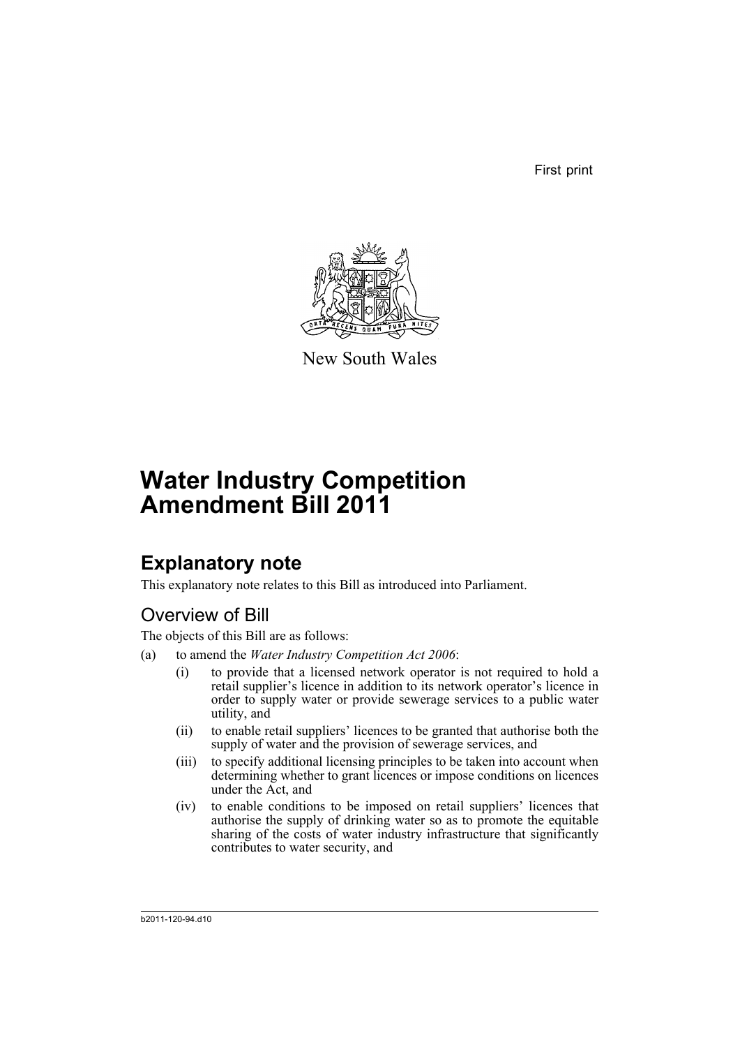First print

New South Wales

# Water Industry Competition Amendment Bill 2011

## Explanatory note

This explanatory note relates to this Bill as introduced into Parliament.

### Overview of Bill

The objects of this Bill are as follows:

(a) to amend the *Water Industry Competition Act 2006*:

   (i) to provide that a licensed network operator is not required to hold a retail supplier's licence in addition to its network operator's licence in order to supply water or provide sewerage services to a public water utility, and

   (ii) to enable retail suppliers' licences to be granted that authorise both the supply of water and the provision of sewerage services, and

   (iii) to specify additional licensing principles to be taken into account when determining whether to grant licences or impose conditions on licences under the Act, and

   (iv) to enable conditions to be imposed on retail suppliers' licences that authorise the supply of drinking water so as to promote the equitable sharing of the costs of water industry infrastructure that significantly contributes to water security, and

b2011-120-94.d10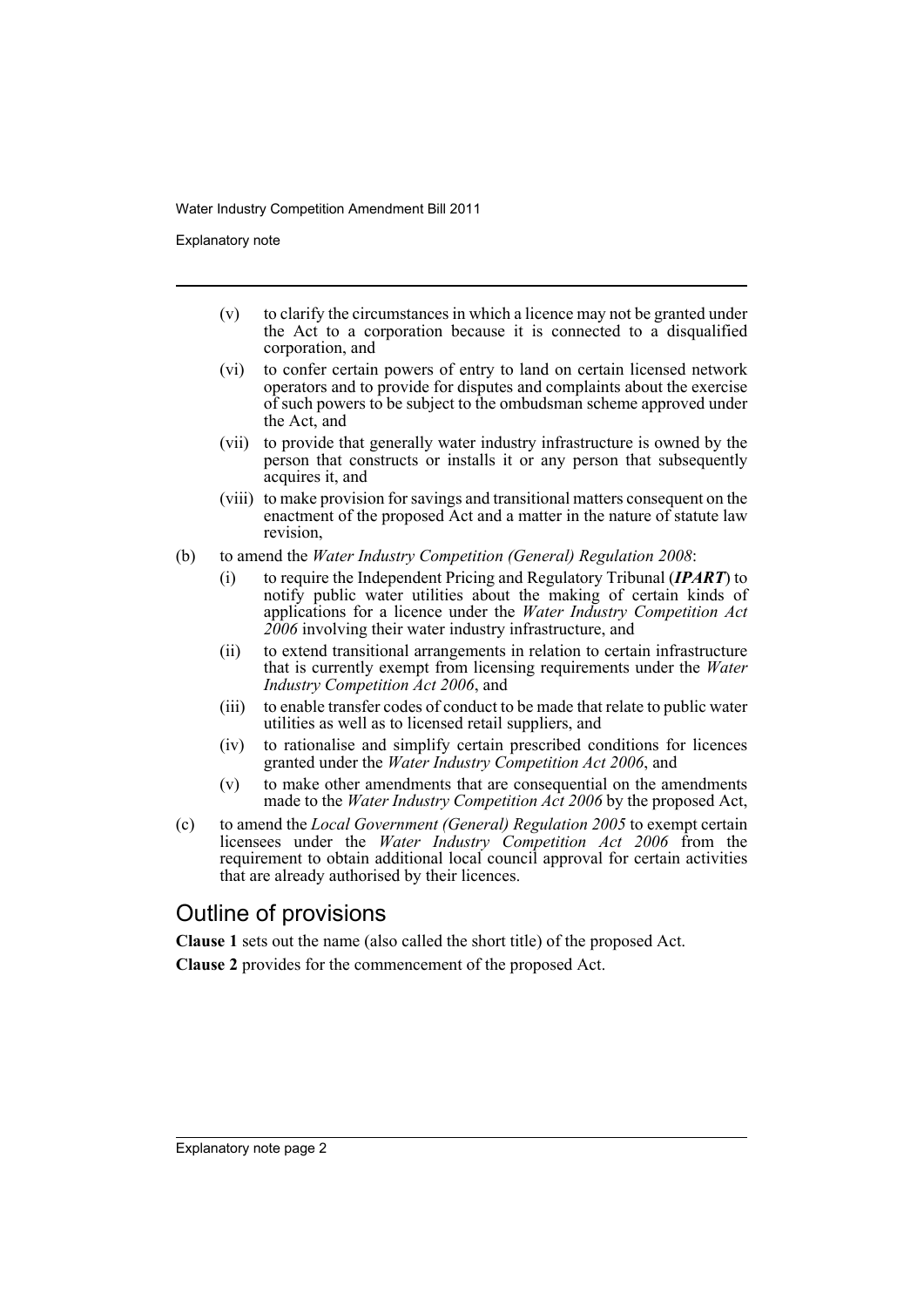(v) to clarify the circumstances in which a licence may not be granted under the Act to a corporation because it is connected to a disqualified corporation, and

(vi) to confer certain powers of entry to land on certain licensed network operators and to provide for disputes and complaints about the exercise of such powers to be subject to the ombudsman scheme approved under the Act, and

(vii) to provide that generally water industry infrastructure is owned by the person that constructs or installs it or any person that subsequently acquires it, and

(viii) to make provision for savings and transitional matters consequent on the enactment of the proposed Act and a matter in the nature of statute law revision,

(b) to amend the *Water Industry Competition (General) Regulation 2008*:

(i) to require the Independent Pricing and Regulatory Tribunal (***IPART***) to notify public water utilities about the making of certain kinds of applications for a licence under the *Water Industry Competition Act 2006* involving their water industry infrastructure, and

(ii) to extend transitional arrangements in relation to certain infrastructure that is currently exempt from licensing requirements under the *Water Industry Competition Act 2006*, and

(iii) to enable transfer codes of conduct to be made that relate to public water utilities as well as to licensed retail suppliers, and

(iv) to rationalise and simplify certain prescribed conditions for licences granted under the *Water Industry Competition Act 2006*, and

(v) to make other amendments that are consequential on the amendments made to the *Water Industry Competition Act 2006* by the proposed Act,

(c) to amend the *Local Government (General) Regulation 2005* to exempt certain licensees under the *Water Industry Competition Act 2006* from the requirement to obtain additional local council approval for certain activities that are already authorised by their licences.

## Outline of provisions

**Clause 1** sets out the name (also called the short title) of the proposed Act.

**Clause 2** provides for the commencement of the proposed Act.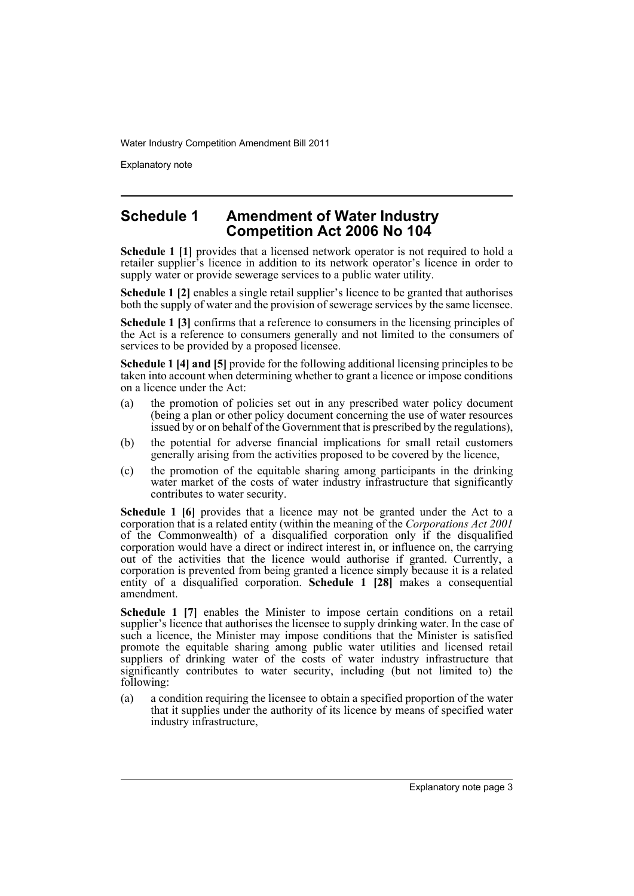## Schedule 1 Amendment of Water Industry Competition Act 2006 No 104

**Schedule 1 [1]** provides that a licensed network operator is not required to hold a retailer supplier's licence in addition to its network operator's licence in order to supply water or provide sewerage services to a public water utility.

**Schedule 1 [2]** enables a single retail supplier's licence to be granted that authorises both the supply of water and the provision of sewerage services by the same licensee.

**Schedule 1 [3]** confirms that a reference to consumers in the licensing principles of the Act is a reference to consumers generally and not limited to the consumers of services to be provided by a proposed licensee.

**Schedule 1 [4] and [5]** provide for the following additional licensing principles to be taken into account when determining whether to grant a licence or impose conditions on a licence under the Act:

(a) the promotion of policies set out in any prescribed water policy document (being a plan or other policy document concerning the use of water resources issued by or on behalf of the Government that is prescribed by the regulations),

(b) the potential for adverse financial implications for small retail customers generally arising from the activities proposed to be covered by the licence,

(c) the promotion of the equitable sharing among participants in the drinking water market of the costs of water industry infrastructure that significantly contributes to water security.

**Schedule 1 [6]** provides that a licence may not be granted under the Act to a corporation that is a related entity (within the meaning of the *Corporations Act 2001* of the Commonwealth) of a disqualified corporation only if the disqualified corporation would have a direct or indirect interest in, or influence on, the carrying out of the activities that the licence would authorise if granted. Currently, a corporation is prevented from being granted a licence simply because it is a related entity of a disqualified corporation. **Schedule 1 [28]** makes a consequential amendment.

**Schedule 1 [7]** enables the Minister to impose certain conditions on a retail supplier's licence that authorises the licensee to supply drinking water. In the case of such a licence, the Minister may impose conditions that the Minister is satisfied promote the equitable sharing among public water utilities and licensed retail suppliers of drinking water of the costs of water industry infrastructure that significantly contributes to water security, including (but not limited to) the following:

(a) a condition requiring the licensee to obtain a specified proportion of the water that it supplies under the authority of its licence by means of specified water industry infrastructure,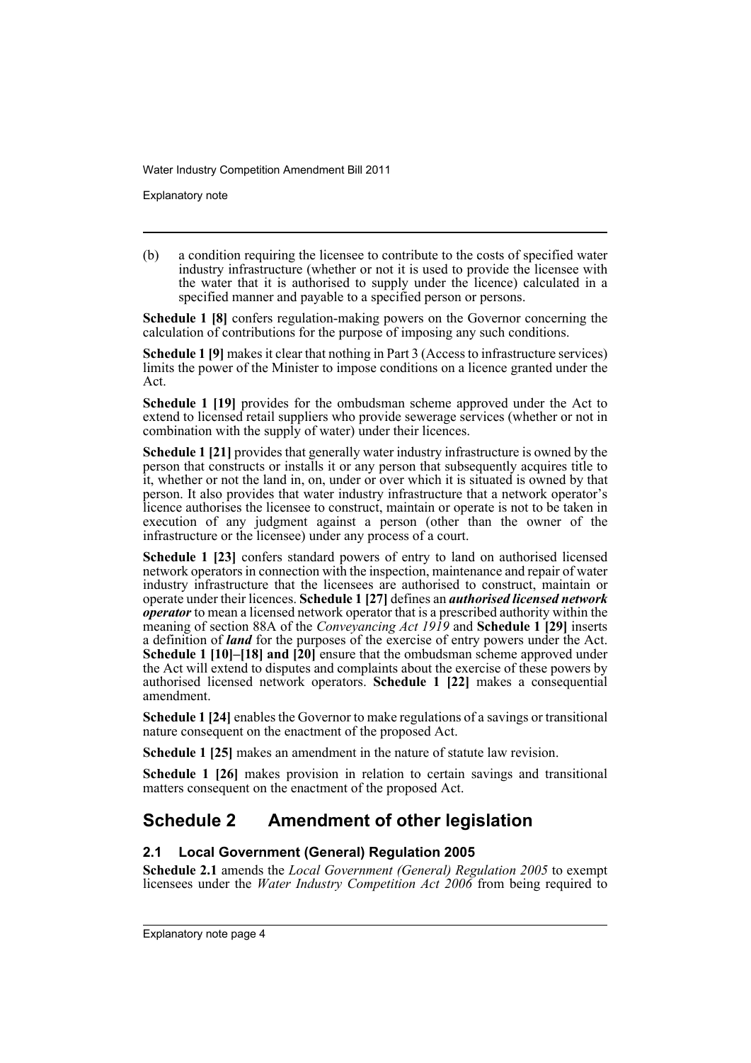(b) a condition requiring the licensee to contribute to the costs of specified water industry infrastructure (whether or not it is used to provide the licensee with the water that it is authorised to supply under the licence) calculated in a specified manner and payable to a specified person or persons.

**Schedule 1 [8]** confers regulation-making powers on the Governor concerning the calculation of contributions for the purpose of imposing any such conditions.

**Schedule 1 [9]** makes it clear that nothing in Part 3 (Access to infrastructure services) limits the power of the Minister to impose conditions on a licence granted under the Act.

**Schedule 1 [19]** provides for the ombudsman scheme approved under the Act to extend to licensed retail suppliers who provide sewerage services (whether or not in combination with the supply of water) under their licences.

**Schedule 1 [21]** provides that generally water industry infrastructure is owned by the person that constructs or installs it or any person that subsequently acquires title to it, whether or not the land in, on, under or over which it is situated is owned by that person. It also provides that water industry infrastructure that a network operator's licence authorises the licensee to construct, maintain or operate is not to be taken in execution of any judgment against a person (other than the owner of the infrastructure or the licensee) under any process of a court.

**Schedule 1 [23]** confers standard powers of entry to land on authorised licensed network operators in connection with the inspection, maintenance and repair of water industry infrastructure that the licensees are authorised to construct, maintain or operate under their licences. **Schedule 1 [27]** defines an ***authorised licensed network operator*** to mean a licensed network operator that is a prescribed authority within the meaning of section 88A of the *Conveyancing Act 1919* and **Schedule 1 [29]** inserts a definition of ***land*** for the purposes of the exercise of entry powers under the Act. **Schedule 1 [10]–[18] and [20]** ensure that the ombudsman scheme approved under the Act will extend to disputes and complaints about the exercise of these powers by authorised licensed network operators. **Schedule 1 [22]** makes a consequential amendment.

**Schedule 1 [24]** enables the Governor to make regulations of a savings or transitional nature consequent on the enactment of the proposed Act.

**Schedule 1 [25]** makes an amendment in the nature of statute law revision.

**Schedule 1 [26]** makes provision in relation to certain savings and transitional matters consequent on the enactment of the proposed Act.

## Schedule 2 Amendment of other legislation

### 2.1 Local Government (General) Regulation 2005

**Schedule 2.1** amends the *Local Government (General) Regulation 2005* to exempt licensees under the *Water Industry Competition Act 2006* from being required to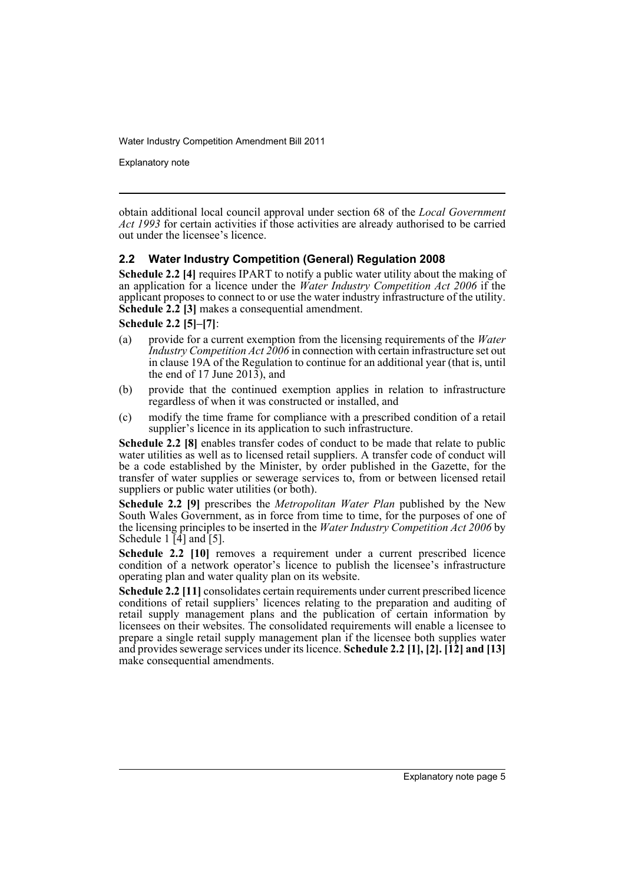obtain additional local council approval under section 68 of the *Local Government Act 1993* for certain activities if those activities are already authorised to be carried out under the licensee's licence.

### 2.2 Water Industry Competition (General) Regulation 2008

**Schedule 2.2 [4]** requires IPART to notify a public water utility about the making of an application for a licence under the *Water Industry Competition Act 2006* if the applicant proposes to connect to or use the water industry infrastructure of the utility. **Schedule 2.2 [3]** makes a consequential amendment.

**Schedule 2.2 [5]–[7]**:

(a) provide for a current exemption from the licensing requirements of the *Water Industry Competition Act 2006* in connection with certain infrastructure set out in clause 19A of the Regulation to continue for an additional year (that is, until the end of 17 June 2013), and

(b) provide that the continued exemption applies in relation to infrastructure regardless of when it was constructed or installed, and

(c) modify the time frame for compliance with a prescribed condition of a retail supplier's licence in its application to such infrastructure.

**Schedule 2.2 [8]** enables transfer codes of conduct to be made that relate to public water utilities as well as to licensed retail suppliers. A transfer code of conduct will be a code established by the Minister, by order published in the Gazette, for the transfer of water supplies or sewerage services to, from or between licensed retail suppliers or public water utilities (or both).

**Schedule 2.2 [9]** prescribes the *Metropolitan Water Plan* published by the New South Wales Government, as in force from time to time, for the purposes of one of the licensing principles to be inserted in the *Water Industry Competition Act 2006* by Schedule 1 [4] and [5].

**Schedule 2.2 [10]** removes a requirement under a current prescribed licence condition of a network operator's licence to publish the licensee's infrastructure operating plan and water quality plan on its website.

**Schedule 2.2 [11]** consolidates certain requirements under current prescribed licence conditions of retail suppliers' licences relating to the preparation and auditing of retail supply management plans and the publication of certain information by licensees on their websites. The consolidated requirements will enable a licensee to prepare a single retail supply management plan if the licensee both supplies water and provides sewerage services under its licence. **Schedule 2.2 [1], [2]. [12] and [13]** make consequential amendments.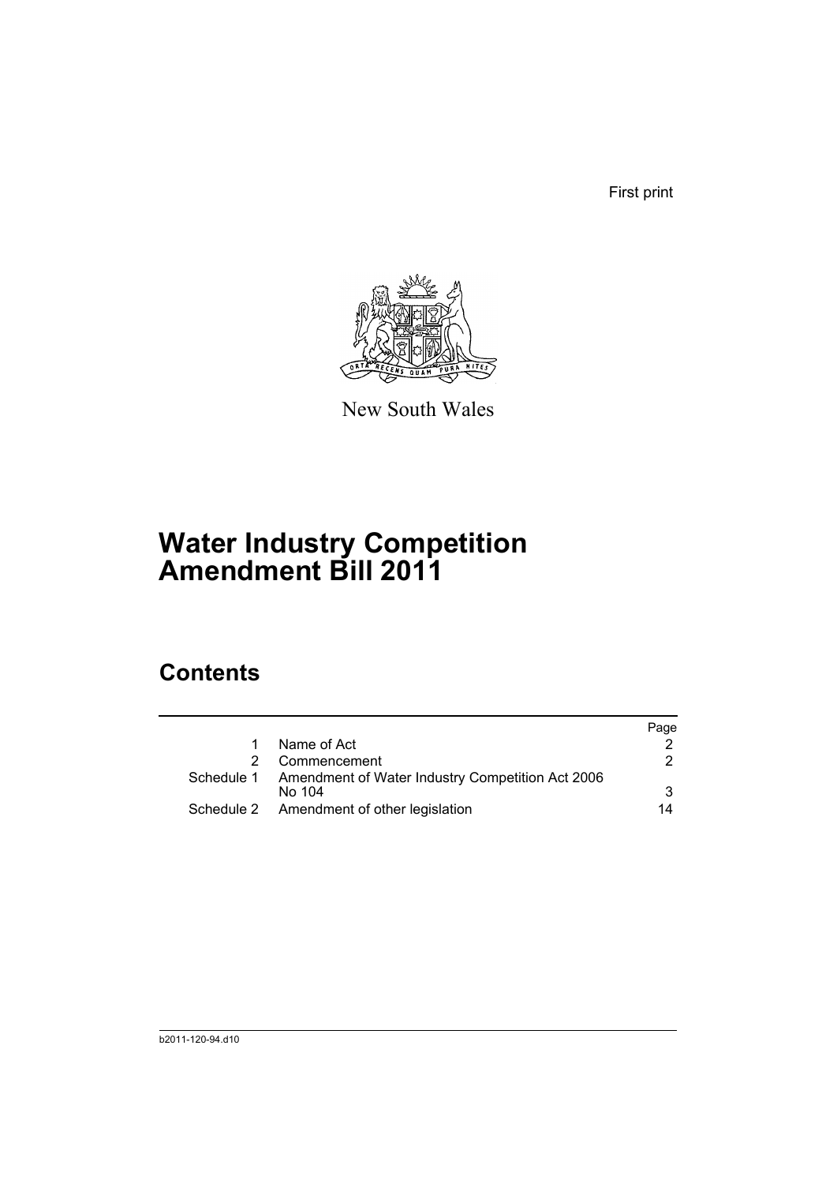First print

New South Wales

# Water Industry Competition Amendment Bill 2011

## Contents

| | | Page |
|---|---|---|
| 1 | Name of Act | 2 |
| 2 | Commencement | 2 |
| Schedule 1 | Amendment of Water Industry Competition Act 2006 No 104 | 3 |
| Schedule 2 | Amendment of other legislation | 14 |

b2011-120-94.d10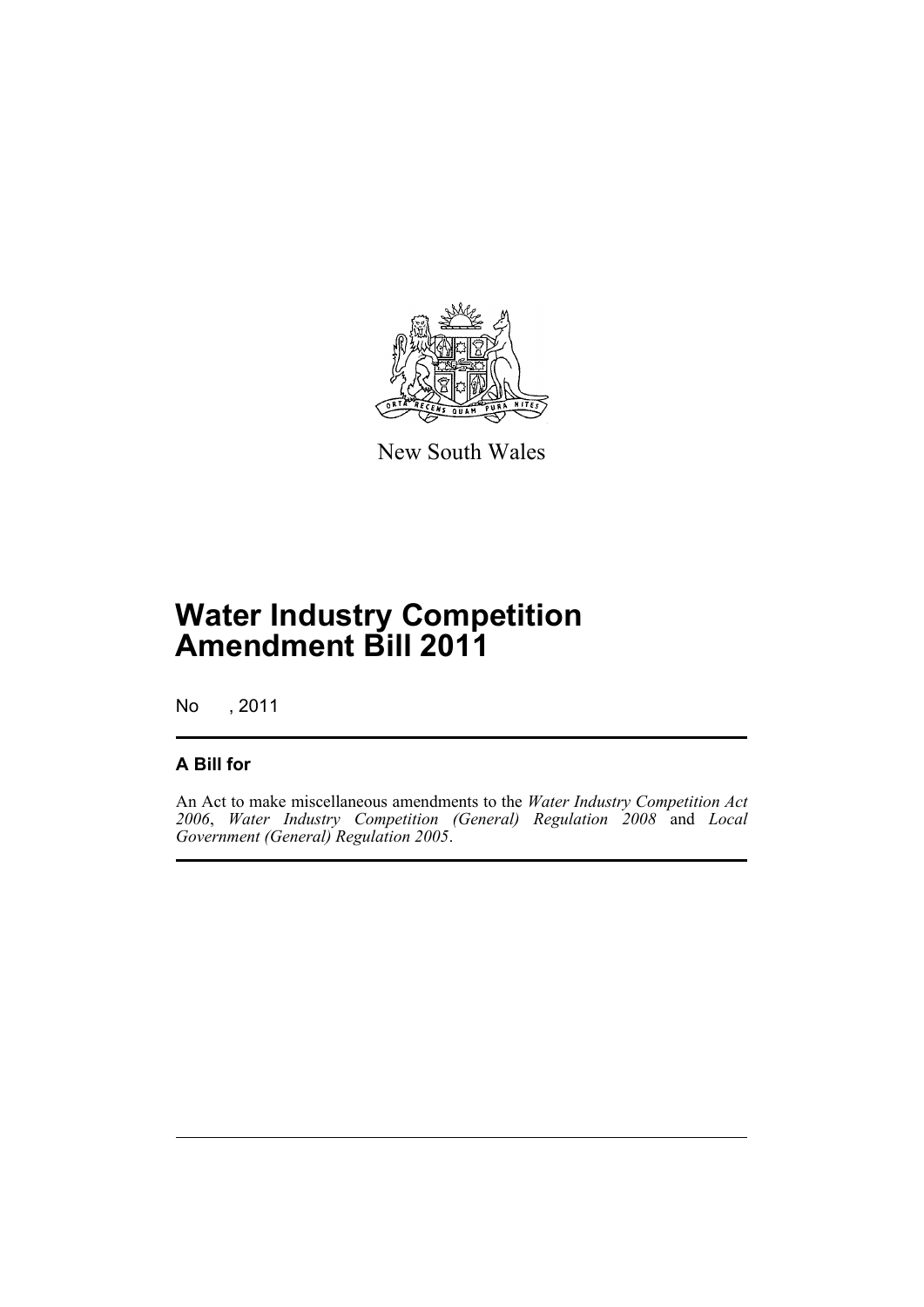New South Wales

# Water Industry Competition Amendment Bill 2011

No , 2011

## A Bill for

An Act to make miscellaneous amendments to the *Water Industry Competition Act 2006*, *Water Industry Competition (General) Regulation 2008* and *Local Government (General) Regulation 2005*.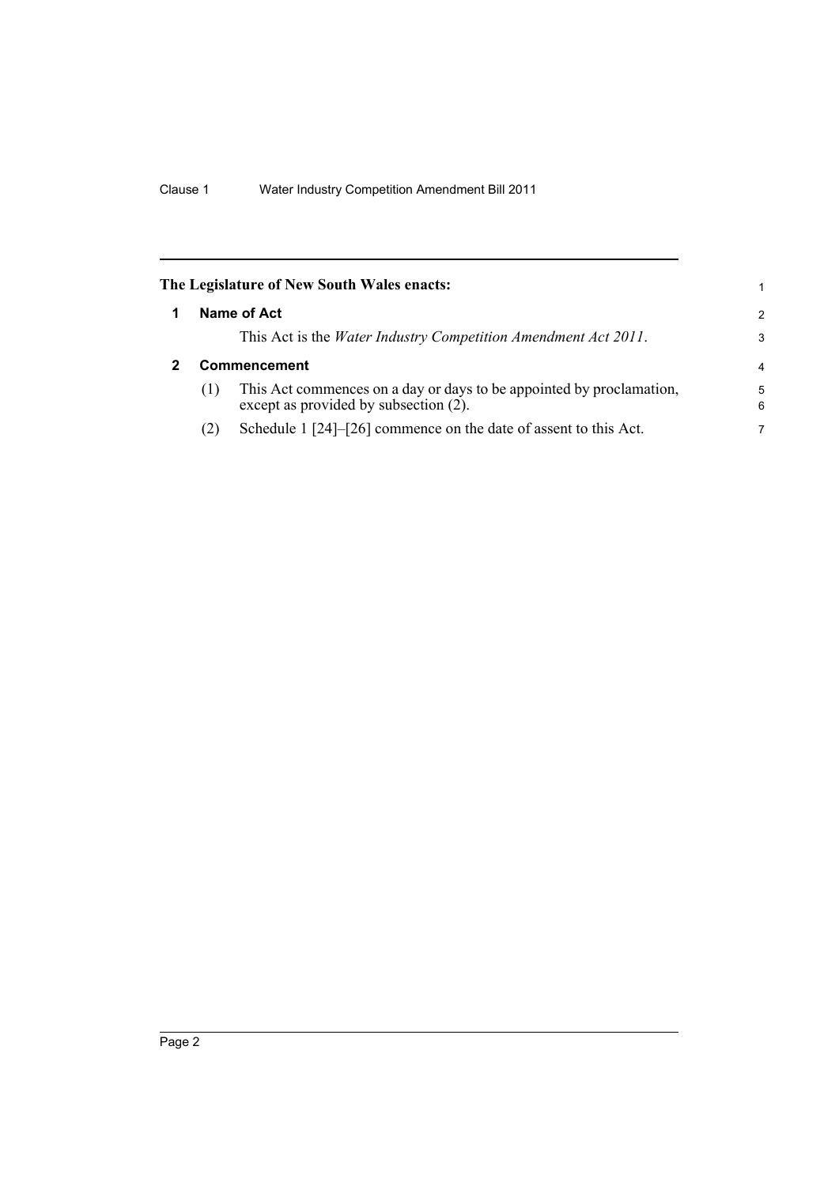**The Legislature of New South Wales enacts:**

## 1 Name of Act

This Act is the *Water Industry Competition Amendment Act 2011*.

## 2 Commencement

(1) This Act commences on a day or days to be appointed by proclamation, except as provided by subsection (2).

(2) Schedule 1 [24]–[26] commence on the date of assent to this Act.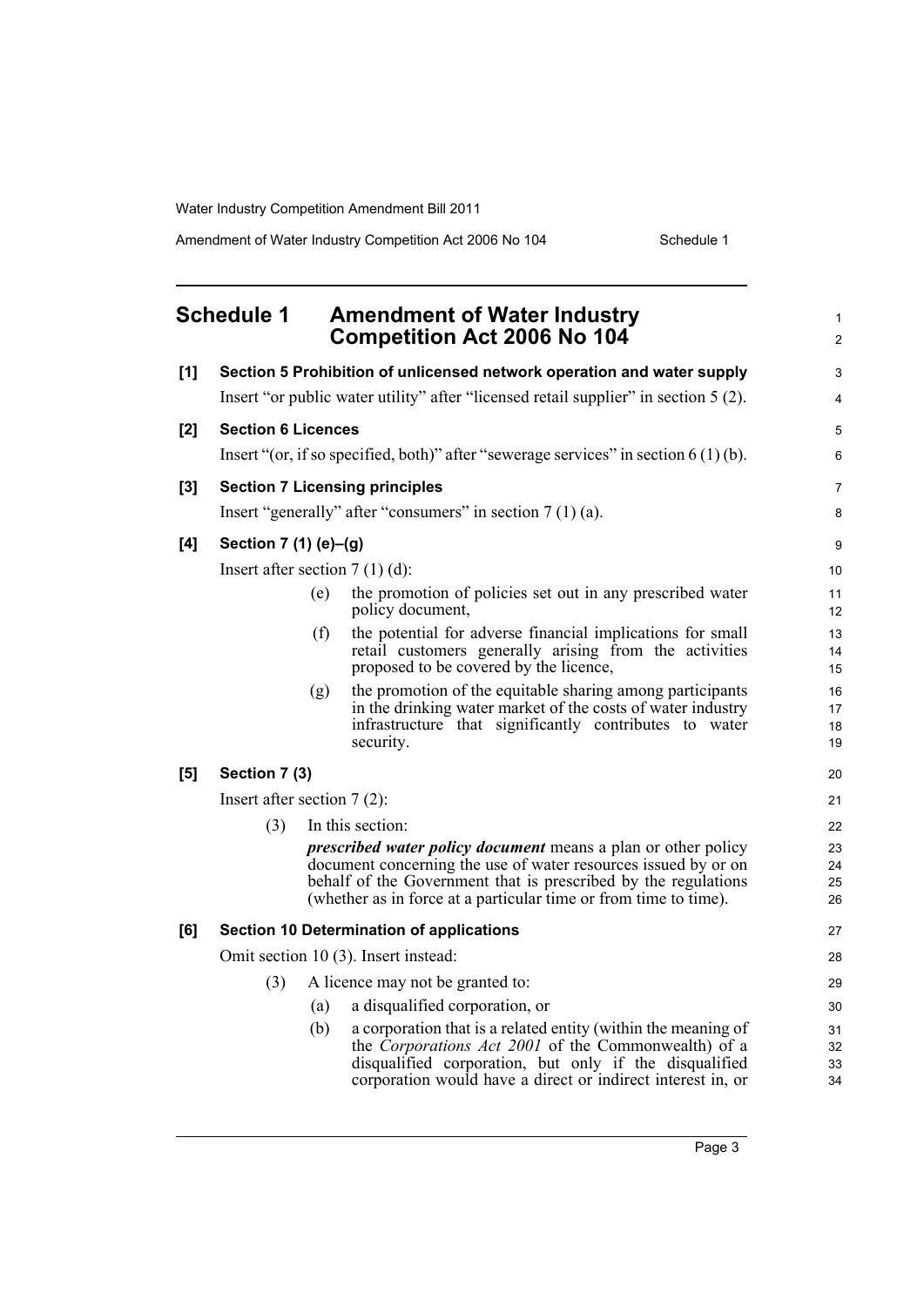## Schedule 1 Amendment of Water Industry Competition Act 2006 No 104

**[1] Section 5 Prohibition of unlicensed network operation and water supply**

Insert "or public water utility" after "licensed retail supplier" in section 5 (2).

**[2] Section 6 Licences**

Insert "(or, if so specified, both)" after "sewerage services" in section 6 (1) (b).

**[3] Section 7 Licensing principles**

Insert "generally" after "consumers" in section 7 (1) (a).

**[4] Section 7 (1) (e)–(g)**

Insert after section 7 (1) (d):

(e) the promotion of policies set out in any prescribed water policy document,

(f) the potential for adverse financial implications for small retail customers generally arising from the activities proposed to be covered by the licence,

(g) the promotion of the equitable sharing among participants in the drinking water market of the costs of water industry infrastructure that significantly contributes to water security.

**[5] Section 7 (3)**

Insert after section 7 (2):

(3) In this section:

***prescribed water policy document*** means a plan or other policy document concerning the use of water resources issued by or on behalf of the Government that is prescribed by the regulations (whether as in force at a particular time or from time to time).

**[6] Section 10 Determination of applications**

Omit section 10 (3). Insert instead:

(3) A licence may not be granted to:

(a) a disqualified corporation, or

(b) a corporation that is a related entity (within the meaning of the *Corporations Act 2001* of the Commonwealth) of a disqualified corporation, but only if the disqualified corporation would have a direct or indirect interest in, or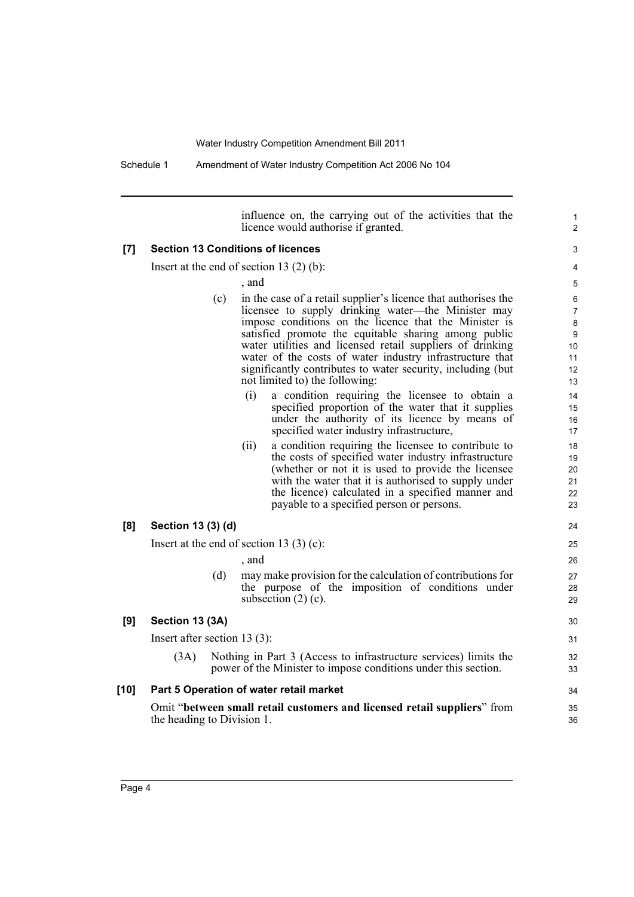influence on, the carrying out of the activities that the licence would authorise if granted.

**[7] Section 13 Conditions of licences**

Insert at the end of section 13 (2) (b):

, and

(c) in the case of a retail supplier's licence that authorises the licensee to supply drinking water—the Minister may impose conditions on the licence that the Minister is satisfied promote the equitable sharing among public water utilities and licensed retail suppliers of drinking water of the costs of water industry infrastructure that significantly contributes to water security, including (but not limited to) the following:

(i) a condition requiring the licensee to obtain a specified proportion of the water that it supplies under the authority of its licence by means of specified water industry infrastructure,

(ii) a condition requiring the licensee to contribute to the costs of specified water industry infrastructure (whether or not it is used to provide the licensee with the water that it is authorised to supply under the licence) calculated in a specified manner and payable to a specified person or persons.

**[8] Section 13 (3) (d)**

Insert at the end of section 13 (3) (c):

, and

(d) may make provision for the calculation of contributions for the purpose of the imposition of conditions under subsection (2) (c).

**[9] Section 13 (3A)**

Insert after section 13 (3):

(3A) Nothing in Part 3 (Access to infrastructure services) limits the power of the Minister to impose conditions under this section.

**[10] Part 5 Operation of water retail market**

Omit "**between small retail customers and licensed retail suppliers**" from the heading to Division 1.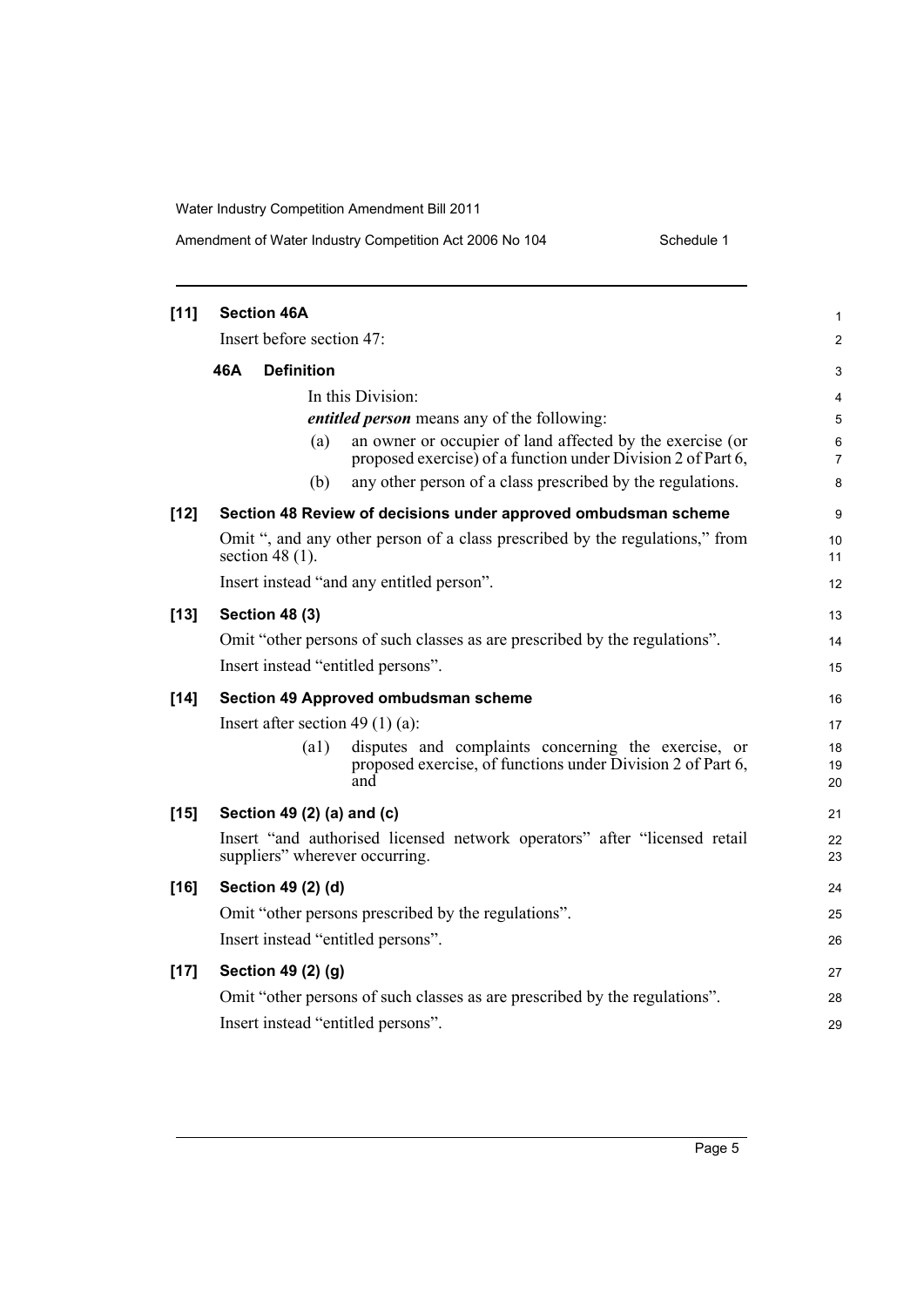**[11] Section 46A**

Insert before section 47:

**46A Definition**

In this Division:

***entitled person*** means any of the following:

(a) an owner or occupier of land affected by the exercise (or proposed exercise) of a function under Division 2 of Part 6,

(b) any other person of a class prescribed by the regulations.

**[12] Section 48 Review of decisions under approved ombudsman scheme**

Omit ", and any other person of a class prescribed by the regulations," from section 48 (1).

Insert instead "and any entitled person".

**[13] Section 48 (3)**

Omit "other persons of such classes as are prescribed by the regulations".

Insert instead "entitled persons".

**[14] Section 49 Approved ombudsman scheme**

Insert after section 49 (1) (a):

(a1) disputes and complaints concerning the exercise, or proposed exercise, of functions under Division 2 of Part 6, and

**[15] Section 49 (2) (a) and (c)**

Insert "and authorised licensed network operators" after "licensed retail suppliers" wherever occurring.

**[16] Section 49 (2) (d)**

Omit "other persons prescribed by the regulations".

Insert instead "entitled persons".

**[17] Section 49 (2) (g)**

Omit "other persons of such classes as are prescribed by the regulations".

Insert instead "entitled persons".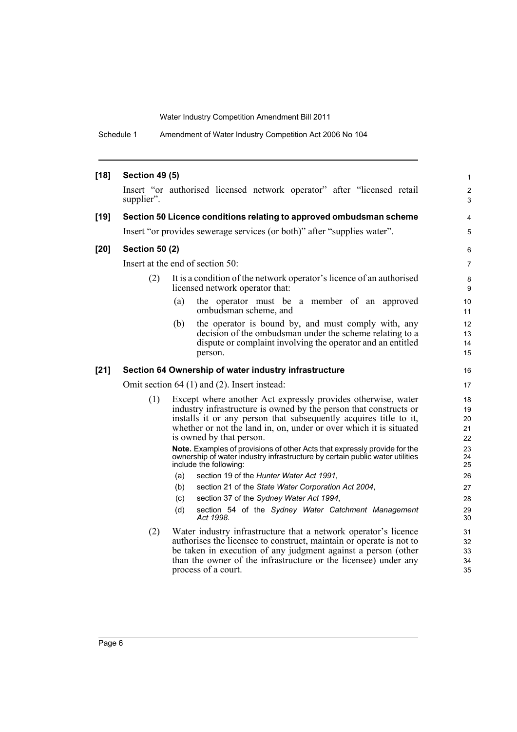**[18] Section 49 (5)**

Insert "or authorised licensed network operator" after "licensed retail supplier".

**[19] Section 50 Licence conditions relating to approved ombudsman scheme**

Insert "or provides sewerage services (or both)" after "supplies water".

**[20] Section 50 (2)**

Insert at the end of section 50:

(2) It is a condition of the network operator's licence of an authorised licensed network operator that:

- (a) the operator must be a member of an approved ombudsman scheme, and
- (b) the operator is bound by, and must comply with, any decision of the ombudsman under the scheme relating to a dispute or complaint involving the operator and an entitled person.

**[21] Section 64 Ownership of water industry infrastructure**

Omit section 64 (1) and (2). Insert instead:

(1) Except where another Act expressly provides otherwise, water industry infrastructure is owned by the person that constructs or installs it or any person that subsequently acquires title to it, whether or not the land in, on, under or over which it is situated is owned by that person.

**Note.** Examples of provisions of other Acts that expressly provide for the ownership of water industry infrastructure by certain public water utilities include the following:

- (a) section 19 of the *Hunter Water Act 1991*,
- (b) section 21 of the *State Water Corporation Act 2004*,
- (c) section 37 of the *Sydney Water Act 1994*,
- (d) section 54 of the *Sydney Water Catchment Management Act 1998*.

(2) Water industry infrastructure that a network operator's licence authorises the licensee to construct, maintain or operate is not to be taken in execution of any judgment against a person (other than the owner of the infrastructure or the licensee) under any process of a court.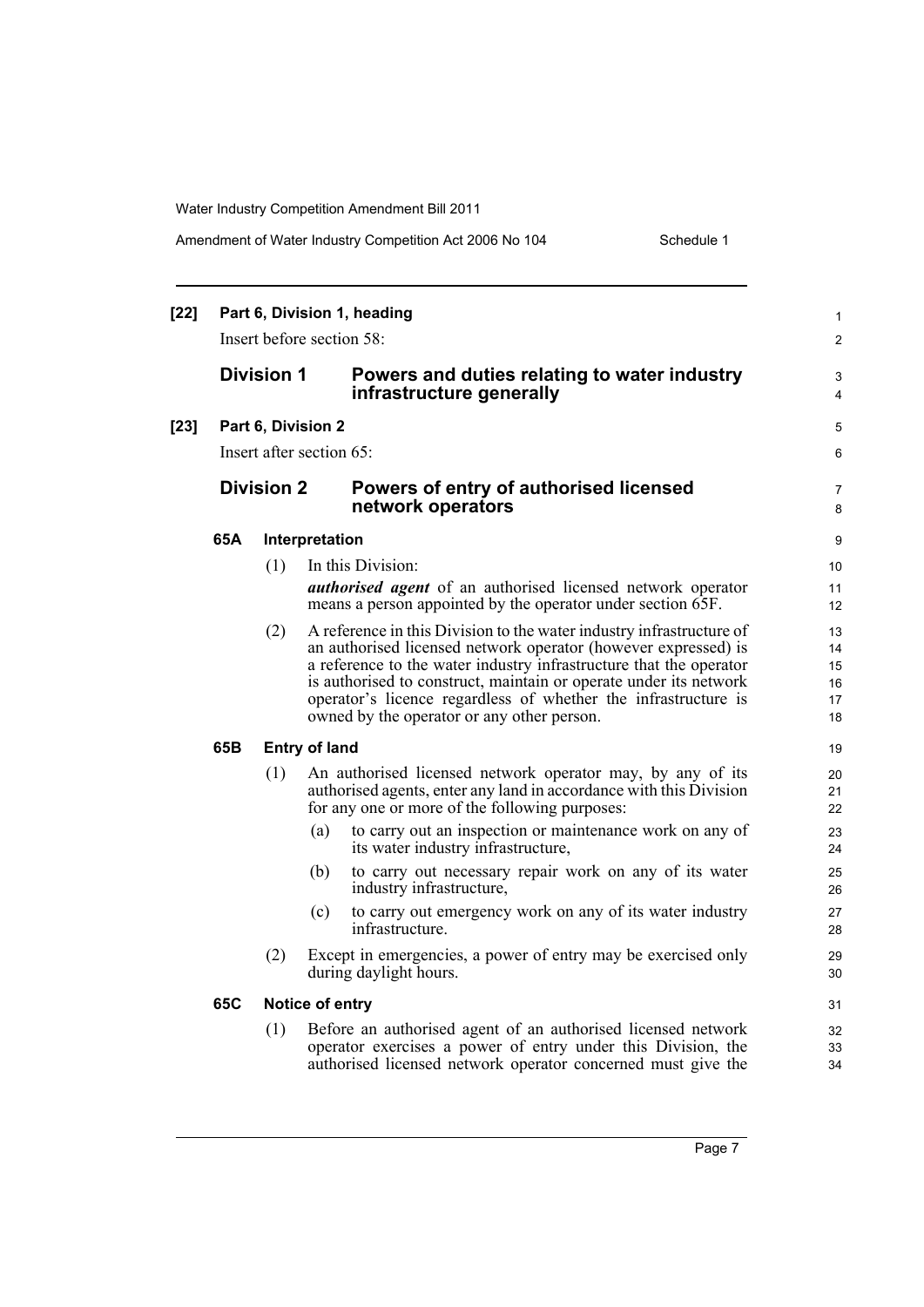**[22] Part 6, Division 1, heading**

Insert before section 58:

## Division 1 Powers and duties relating to water industry infrastructure generally

**[23] Part 6, Division 2**

Insert after section 65:

## Division 2 Powers of entry of authorised licensed network operators

### 65A Interpretation

(1) In this Division:

***authorised agent*** of an authorised licensed network operator means a person appointed by the operator under section 65F.

(2) A reference in this Division to the water industry infrastructure of an authorised licensed network operator (however expressed) is a reference to the water industry infrastructure that the operator is authorised to construct, maintain or operate under its network operator's licence regardless of whether the infrastructure is owned by the operator or any other person.

### 65B Entry of land

(1) An authorised licensed network operator may, by any of its authorised agents, enter any land in accordance with this Division for any one or more of the following purposes:

(a) to carry out an inspection or maintenance work on any of its water industry infrastructure,

(b) to carry out necessary repair work on any of its water industry infrastructure,

(c) to carry out emergency work on any of its water industry infrastructure.

(2) Except in emergencies, a power of entry may be exercised only during daylight hours.

### 65C Notice of entry

(1) Before an authorised agent of an authorised licensed network operator exercises a power of entry under this Division, the authorised licensed network operator concerned must give the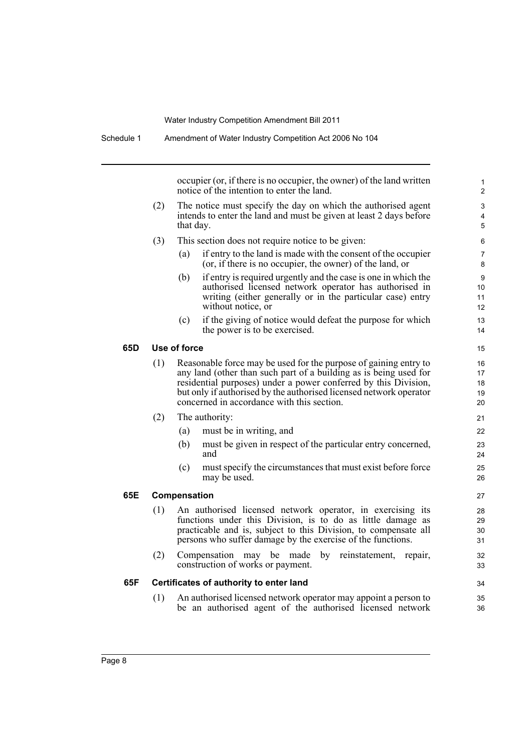occupier (or, if there is no occupier, the owner) of the land written notice of the intention to enter the land.

(2) The notice must specify the day on which the authorised agent intends to enter the land and must be given at least 2 days before that day.

(3) This section does not require notice to be given:

(a) if entry to the land is made with the consent of the occupier (or, if there is no occupier, the owner) of the land, or

(b) if entry is required urgently and the case is one in which the authorised licensed network operator has authorised in writing (either generally or in the particular case) entry without notice, or

(c) if the giving of notice would defeat the purpose for which the power is to be exercised.

### 65D Use of force

(1) Reasonable force may be used for the purpose of gaining entry to any land (other than such part of a building as is being used for residential purposes) under a power conferred by this Division, but only if authorised by the authorised licensed network operator concerned in accordance with this section.

(2) The authority:

(a) must be in writing, and

(b) must be given in respect of the particular entry concerned, and

(c) must specify the circumstances that must exist before force may be used.

### 65E Compensation

(1) An authorised licensed network operator, in exercising its functions under this Division, is to do as little damage as practicable and is, subject to this Division, to compensate all persons who suffer damage by the exercise of the functions.

(2) Compensation may be made by reinstatement, repair, construction of works or payment.

### 65F Certificates of authority to enter land

(1) An authorised licensed network operator may appoint a person to be an authorised agent of the authorised licensed network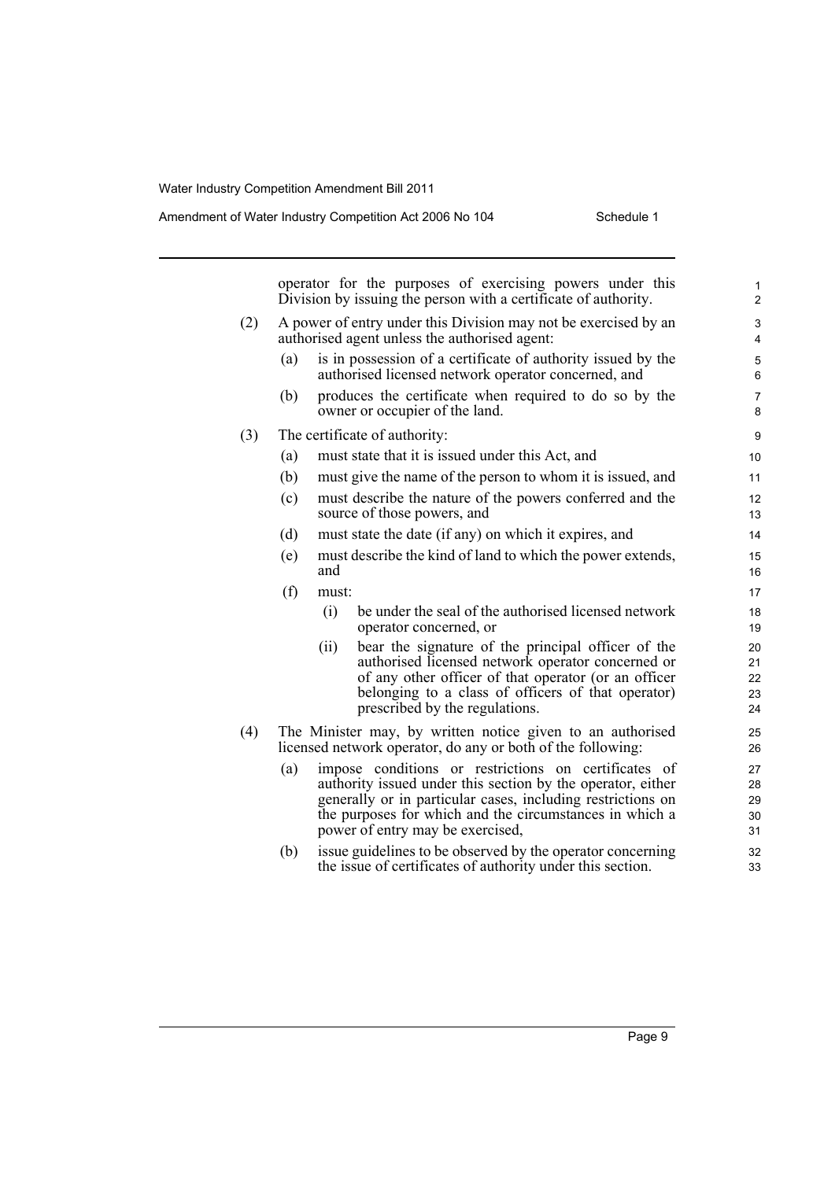operator for the purposes of exercising powers under this Division by issuing the person with a certificate of authority.

(2) A power of entry under this Division may not be exercised by an authorised agent unless the authorised agent:

(a) is in possession of a certificate of authority issued by the authorised licensed network operator concerned, and

(b) produces the certificate when required to do so by the owner or occupier of the land.

(3) The certificate of authority:

(a) must state that it is issued under this Act, and

(b) must give the name of the person to whom it is issued, and

(c) must describe the nature of the powers conferred and the source of those powers, and

(d) must state the date (if any) on which it expires, and

(e) must describe the kind of land to which the power extends, and

(f) must:

(i) be under the seal of the authorised licensed network operator concerned, or

(ii) bear the signature of the principal officer of the authorised licensed network operator concerned or of any other officer of that operator (or an officer belonging to a class of officers of that operator) prescribed by the regulations.

(4) The Minister may, by written notice given to an authorised licensed network operator, do any or both of the following:

(a) impose conditions or restrictions on certificates of authority issued under this section by the operator, either generally or in particular cases, including restrictions on the purposes for which and the circumstances in which a power of entry may be exercised,

(b) issue guidelines to be observed by the operator concerning the issue of certificates of authority under this section.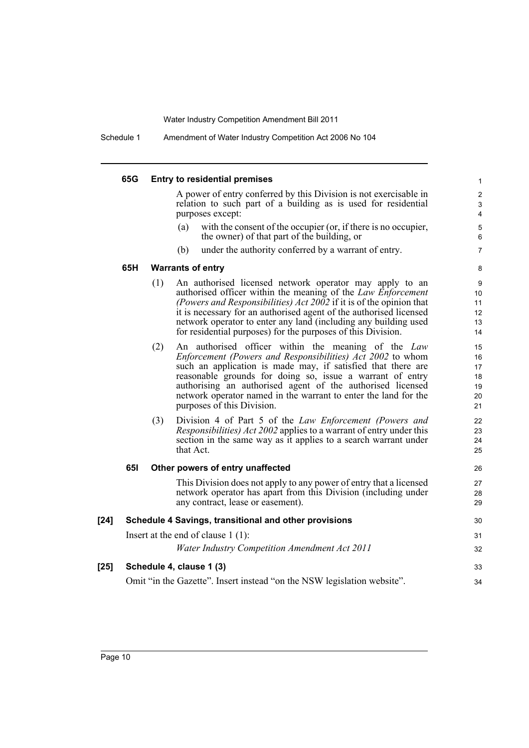#### 65G Entry to residential premises

A power of entry conferred by this Division is not exercisable in relation to such part of a building as is used for residential purposes except:

(a) with the consent of the occupier (or, if there is no occupier, the owner) of that part of the building, or

(b) under the authority conferred by a warrant of entry.

#### 65H Warrants of entry

(1) An authorised licensed network operator may apply to an authorised officer within the meaning of the *Law Enforcement (Powers and Responsibilities) Act 2002* if it is of the opinion that it is necessary for an authorised agent of the authorised licensed network operator to enter any land (including any building used for residential purposes) for the purposes of this Division.

(2) An authorised officer within the meaning of the *Law Enforcement (Powers and Responsibilities) Act 2002* to whom such an application is made may, if satisfied that there are reasonable grounds for doing so, issue a warrant of entry authorising an authorised agent of the authorised licensed network operator named in the warrant to enter the land for the purposes of this Division.

(3) Division 4 of Part 5 of the *Law Enforcement (Powers and Responsibilities) Act 2002* applies to a warrant of entry under this section in the same way as it applies to a search warrant under that Act.

#### 65I Other powers of entry unaffected

This Division does not apply to any power of entry that a licensed network operator has apart from this Division (including under any contract, lease or easement).

### [24] Schedule 4 Savings, transitional and other provisions

Insert at the end of clause 1 (1):

*Water Industry Competition Amendment Act 2011*

### [25] Schedule 4, clause 1 (3)

Omit "in the Gazette". Insert instead "on the NSW legislation website".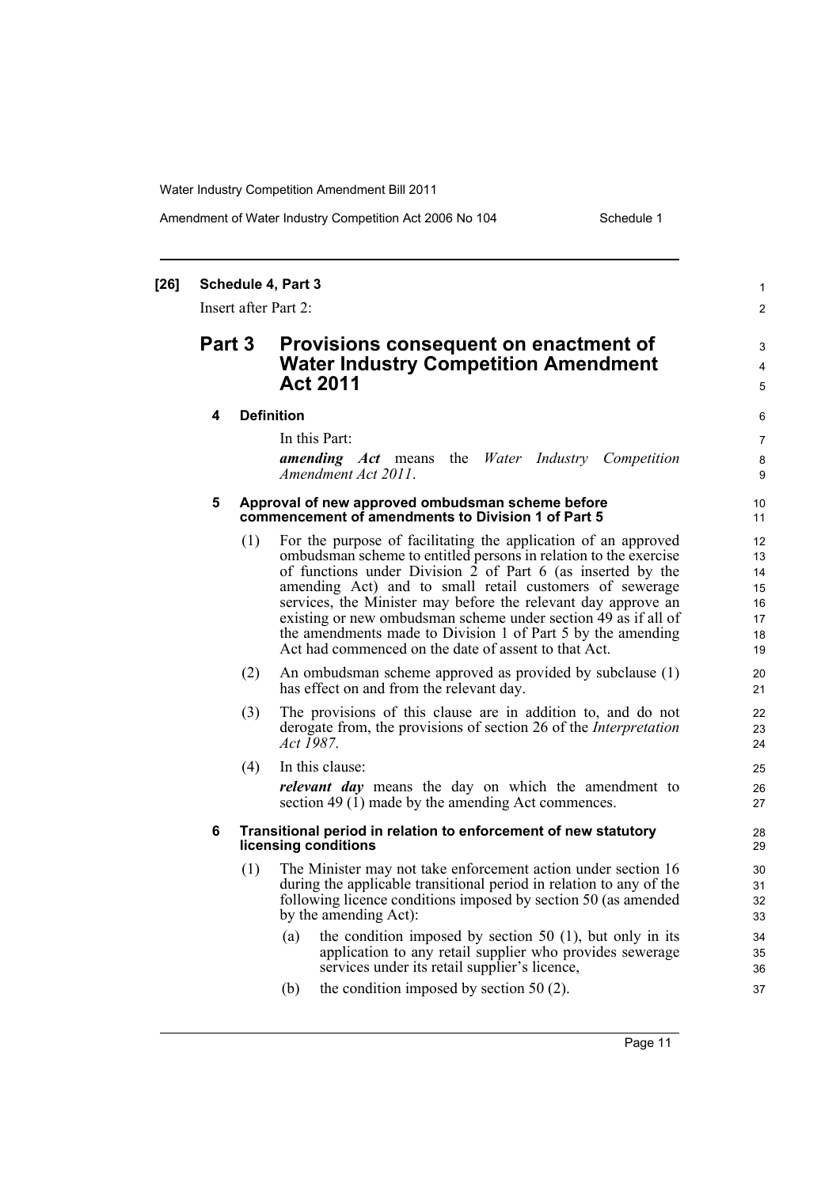**[26] Schedule 4, Part 3**

Insert after Part 2:

## Part 3 Provisions consequent on enactment of Water Industry Competition Amendment Act 2011

### 4 Definition

In this Part:

***amending Act*** means the *Water Industry Competition Amendment Act 2011*.

### 5 Approval of new approved ombudsman scheme before commencement of amendments to Division 1 of Part 5

(1) For the purpose of facilitating the application of an approved ombudsman scheme to entitled persons in relation to the exercise of functions under Division 2 of Part 6 (as inserted by the amending Act) and to small retail customers of sewerage services, the Minister may before the relevant day approve an existing or new ombudsman scheme under section 49 as if all of the amendments made to Division 1 of Part 5 by the amending Act had commenced on the date of assent to that Act.

(2) An ombudsman scheme approved as provided by subclause (1) has effect on and from the relevant day.

(3) The provisions of this clause are in addition to, and do not derogate from, the provisions of section 26 of the *Interpretation Act 1987*.

(4) In this clause:

***relevant day*** means the day on which the amendment to section 49 (1) made by the amending Act commences.

### 6 Transitional period in relation to enforcement of new statutory licensing conditions

(1) The Minister may not take enforcement action under section 16 during the applicable transitional period in relation to any of the following licence conditions imposed by section 50 (as amended by the amending Act):

(a) the condition imposed by section 50 (1), but only in its application to any retail supplier who provides sewerage services under its retail supplier's licence,

(b) the condition imposed by section 50 (2).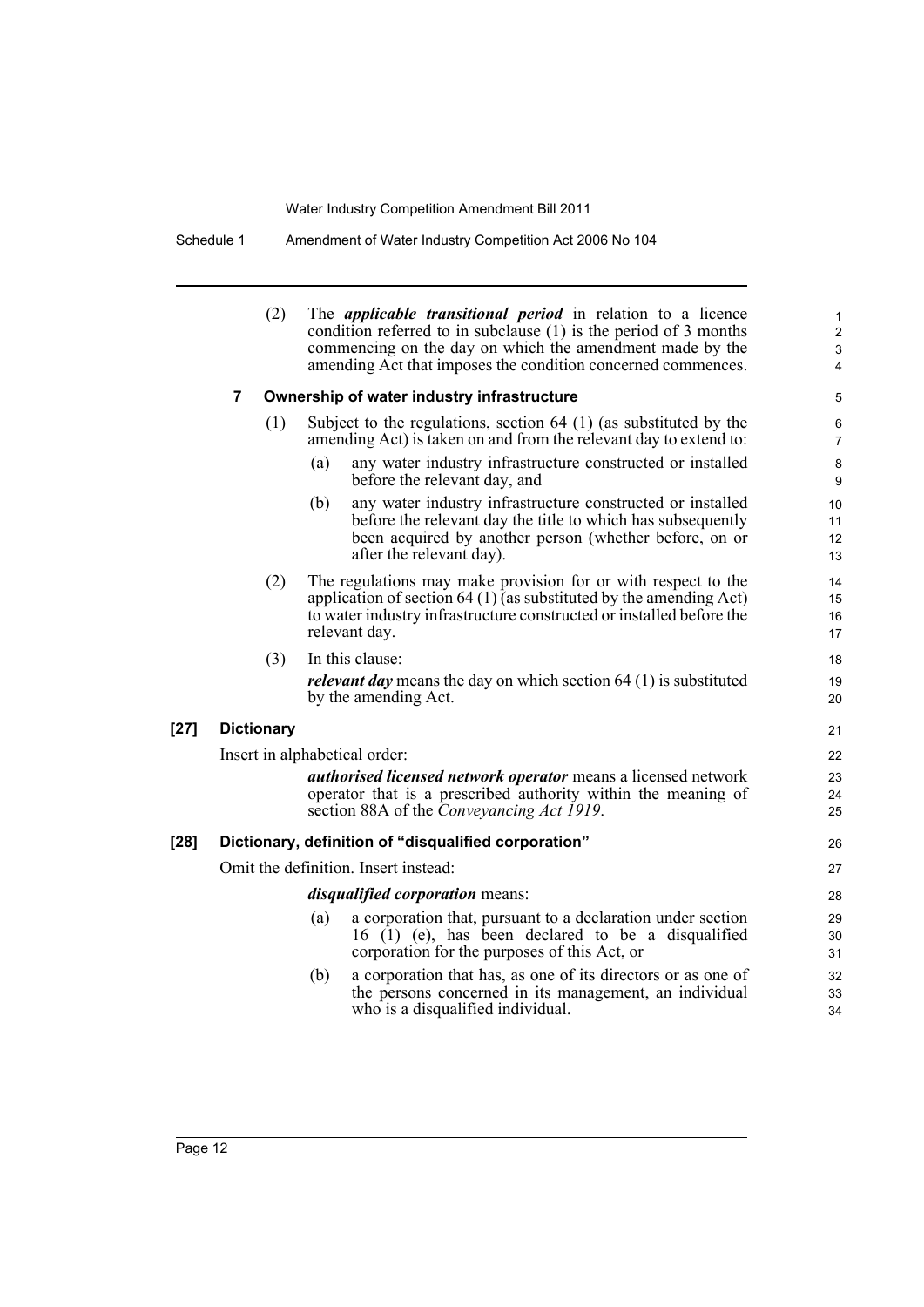(2) The ***applicable transitional period*** in relation to a licence condition referred to in subclause (1) is the period of 3 months commencing on the day on which the amendment made by the amending Act that imposes the condition concerned commences.

**7 Ownership of water industry infrastructure**

(1) Subject to the regulations, section 64 (1) (as substituted by the amending Act) is taken on and from the relevant day to extend to:

(a) any water industry infrastructure constructed or installed before the relevant day, and

(b) any water industry infrastructure constructed or installed before the relevant day the title to which has subsequently been acquired by another person (whether before, on or after the relevant day).

(2) The regulations may make provision for or with respect to the application of section 64 (1) (as substituted by the amending Act) to water industry infrastructure constructed or installed before the relevant day.

(3) In this clause:

***relevant day*** means the day on which section 64 (1) is substituted by the amending Act.

**[27] Dictionary**

Insert in alphabetical order:

***authorised licensed network operator*** means a licensed network operator that is a prescribed authority within the meaning of section 88A of the *Conveyancing Act 1919*.

**[28] Dictionary, definition of "disqualified corporation"**

Omit the definition. Insert instead:

***disqualified corporation*** means:

(a) a corporation that, pursuant to a declaration under section 16 (1) (e), has been declared to be a disqualified corporation for the purposes of this Act, or

(b) a corporation that has, as one of its directors or as one of the persons concerned in its management, an individual who is a disqualified individual.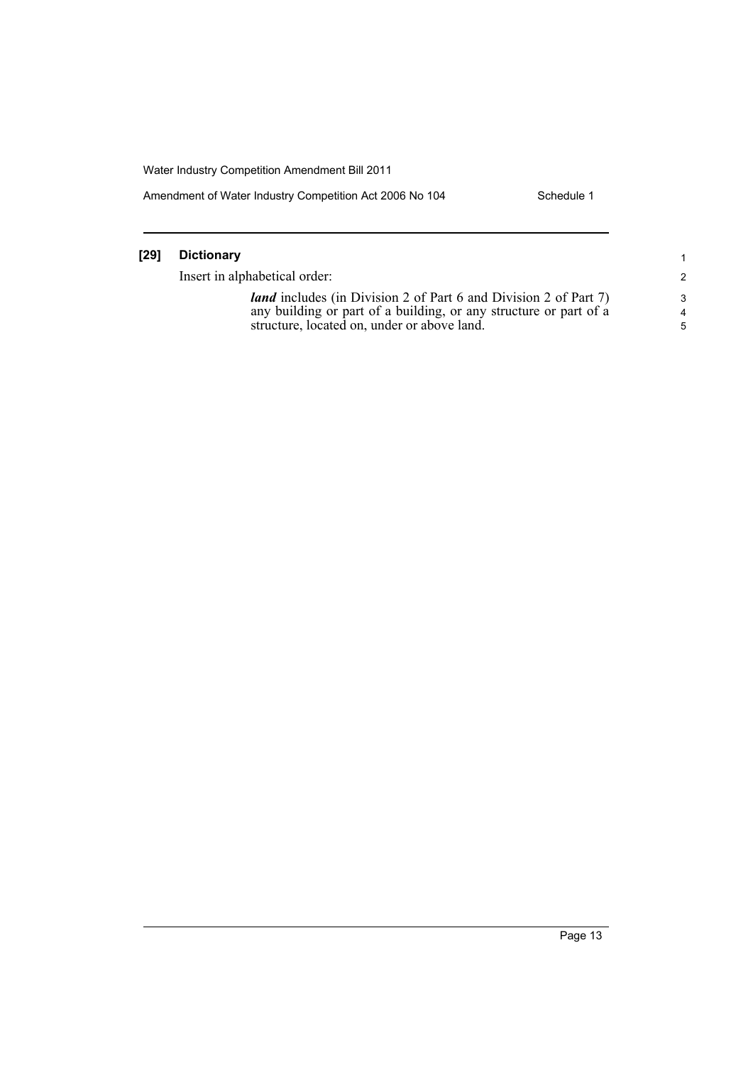### [29] Dictionary

Insert in alphabetical order:

***land*** includes (in Division 2 of Part 6 and Division 2 of Part 7) any building or part of a building, or any structure or part of a structure, located on, under or above land.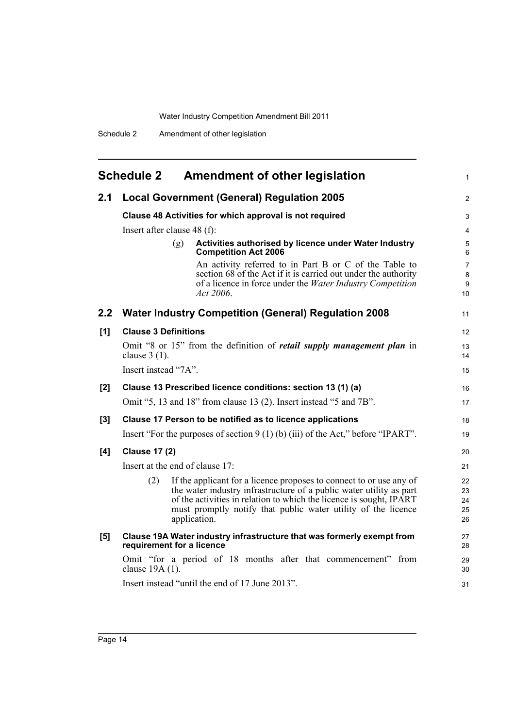# Schedule 2 Amendment of other legislation

## 2.1 Local Government (General) Regulation 2005

### Clause 48 Activities for which approval is not required

Insert after clause 48 (f):

(g) **Activities authorised by licence under Water Industry Competition Act 2006**

An activity referred to in Part B or C of the Table to section 68 of the Act if it is carried out under the authority of a licence in force under the *Water Industry Competition Act 2006*.

## 2.2 Water Industry Competition (General) Regulation 2008

### [1] Clause 3 Definitions

Omit "8 or 15" from the definition of ***retail supply management plan*** in clause 3 (1).

Insert instead "7A".

### [2] Clause 13 Prescribed licence conditions: section 13 (1) (a)

Omit "5, 13 and 18" from clause 13 (2). Insert instead "5 and 7B".

### [3] Clause 17 Person to be notified as to licence applications

Insert "For the purposes of section 9 (1) (b) (iii) of the Act," before "IPART".

### [4] Clause 17 (2)

Insert at the end of clause 17:

(2) If the applicant for a licence proposes to connect to or use any of the water industry infrastructure of a public water utility as part of the activities in relation to which the licence is sought, IPART must promptly notify that public water utility of the licence application.

### [5] Clause 19A Water industry infrastructure that was formerly exempt from requirement for a licence

Omit "for a period of 18 months after that commencement" from clause 19A (1).

Insert instead "until the end of 17 June 2013".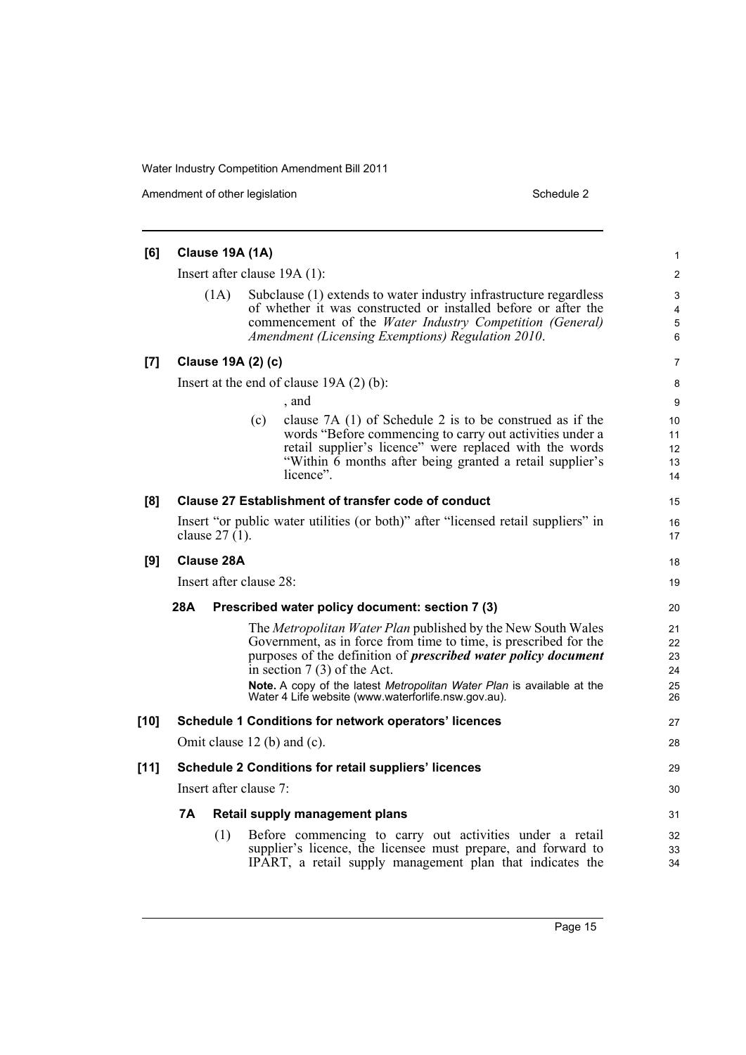**[6] Clause 19A (1A)**

Insert after clause 19A (1):

(1A) Subclause (1) extends to water industry infrastructure regardless of whether it was constructed or installed before or after the commencement of the *Water Industry Competition (General) Amendment (Licensing Exemptions) Regulation 2010*.

**[7] Clause 19A (2) (c)**

Insert at the end of clause 19A (2) (b):

, and

(c) clause 7A (1) of Schedule 2 is to be construed as if the words "Before commencing to carry out activities under a retail supplier's licence" were replaced with the words "Within 6 months after being granted a retail supplier's licence".

**[8] Clause 27 Establishment of transfer code of conduct**

Insert "or public water utilities (or both)" after "licensed retail suppliers" in clause 27 (1).

**[9] Clause 28A**

Insert after clause 28:

**28A Prescribed water policy document: section 7 (3)**

The *Metropolitan Water Plan* published by the New South Wales Government, as in force from time to time, is prescribed for the purposes of the definition of ***prescribed water policy document*** in section 7 (3) of the Act.

**Note.** A copy of the latest *Metropolitan Water Plan* is available at the Water 4 Life website (www.waterforlife.nsw.gov.au).

**[10] Schedule 1 Conditions for network operators' licences**

Omit clause 12 (b) and (c).

**[11] Schedule 2 Conditions for retail suppliers' licences**

Insert after clause 7:

**7A Retail supply management plans**

(1) Before commencing to carry out activities under a retail supplier's licence, the licensee must prepare, and forward to IPART, a retail supply management plan that indicates the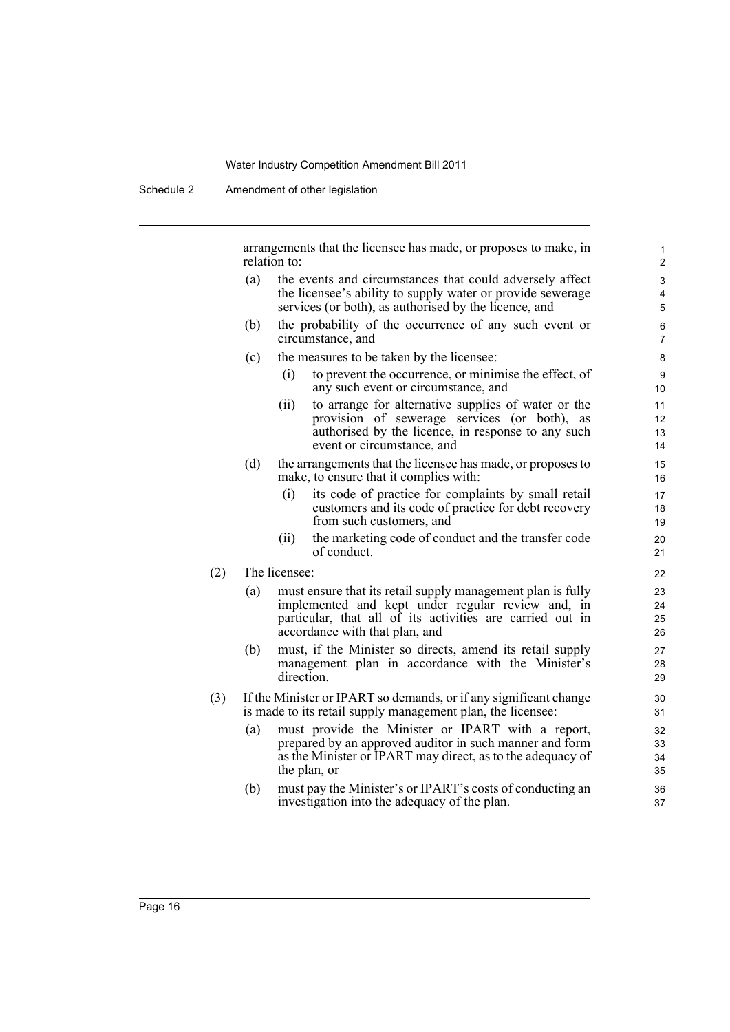arrangements that the licensee has made, or proposes to make, in relation to:

(a) the events and circumstances that could adversely affect the licensee's ability to supply water or provide sewerage services (or both), as authorised by the licence, and

(b) the probability of the occurrence of any such event or circumstance, and

(c) the measures to be taken by the licensee:

  (i) to prevent the occurrence, or minimise the effect, of any such event or circumstance, and

  (ii) to arrange for alternative supplies of water or the provision of sewerage services (or both), as authorised by the licence, in response to any such event or circumstance, and

(d) the arrangements that the licensee has made, or proposes to make, to ensure that it complies with:

  (i) its code of practice for complaints by small retail customers and its code of practice for debt recovery from such customers, and

  (ii) the marketing code of conduct and the transfer code of conduct.

(2) The licensee:

(a) must ensure that its retail supply management plan is fully implemented and kept under regular review and, in particular, that all of its activities are carried out in accordance with that plan, and

(b) must, if the Minister so directs, amend its retail supply management plan in accordance with the Minister's direction.

(3) If the Minister or IPART so demands, or if any significant change is made to its retail supply management plan, the licensee:

(a) must provide the Minister or IPART with a report, prepared by an approved auditor in such manner and form as the Minister or IPART may direct, as to the adequacy of the plan, or

(b) must pay the Minister's or IPART's costs of conducting an investigation into the adequacy of the plan.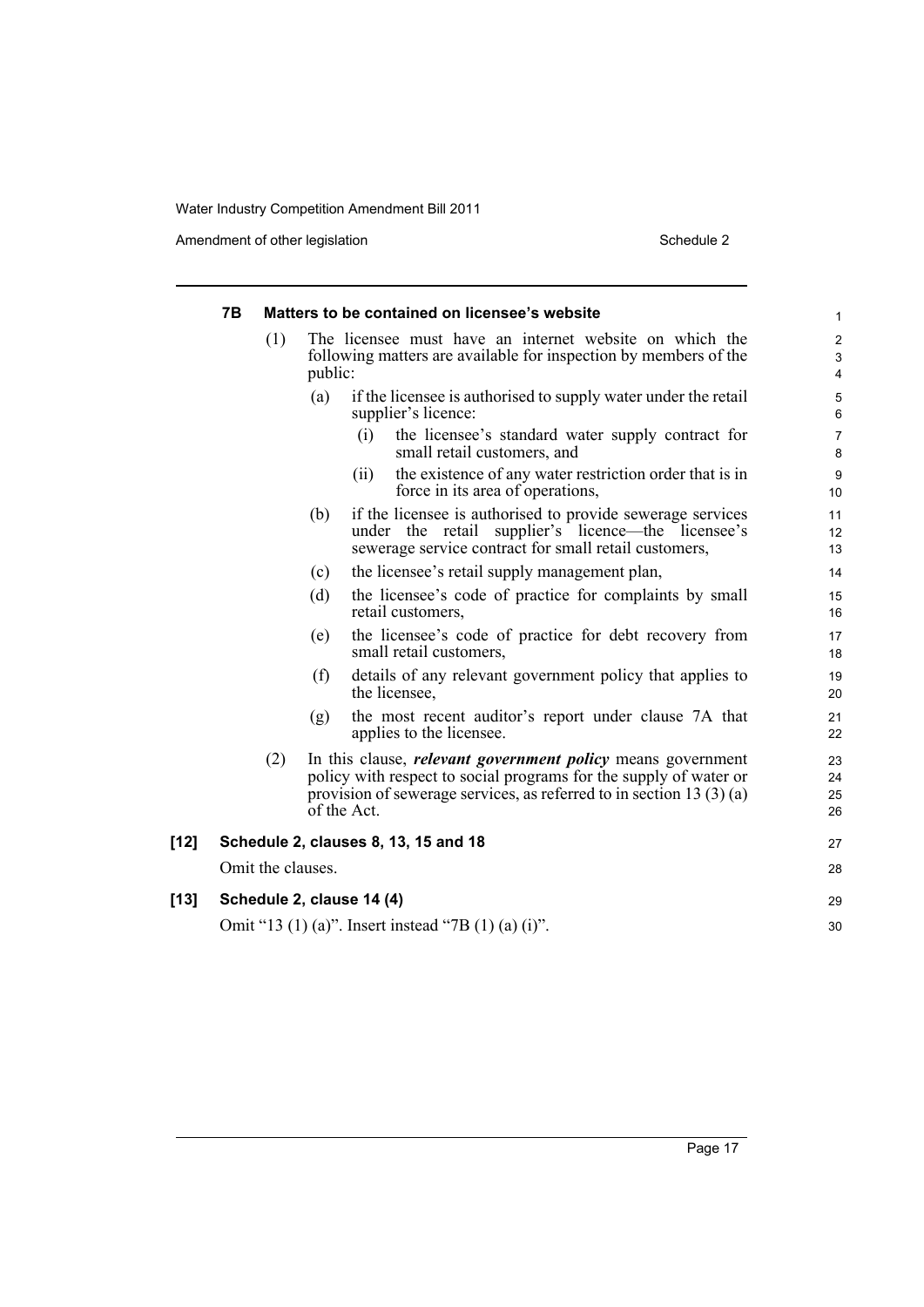#### 7B Matters to be contained on licensee's website

(1) The licensee must have an internet website on which the following matters are available for inspection by members of the public:

(a) if the licensee is authorised to supply water under the retail supplier's licence:

(i) the licensee's standard water supply contract for small retail customers, and

(ii) the existence of any water restriction order that is in force in its area of operations,

(b) if the licensee is authorised to provide sewerage services under the retail supplier's licence—the licensee's sewerage service contract for small retail customers,

(c) the licensee's retail supply management plan,

(d) the licensee's code of practice for complaints by small retail customers,

(e) the licensee's code of practice for debt recovery from small retail customers,

(f) details of any relevant government policy that applies to the licensee,

(g) the most recent auditor's report under clause 7A that applies to the licensee.

(2) In this clause, ***relevant government policy*** means government policy with respect to social programs for the supply of water or provision of sewerage services, as referred to in section 13 (3) (a) of the Act.

### [12] Schedule 2, clauses 8, 13, 15 and 18

Omit the clauses.

### [13] Schedule 2, clause 14 (4)

Omit "13 (1) (a)". Insert instead "7B (1) (a) (i)".